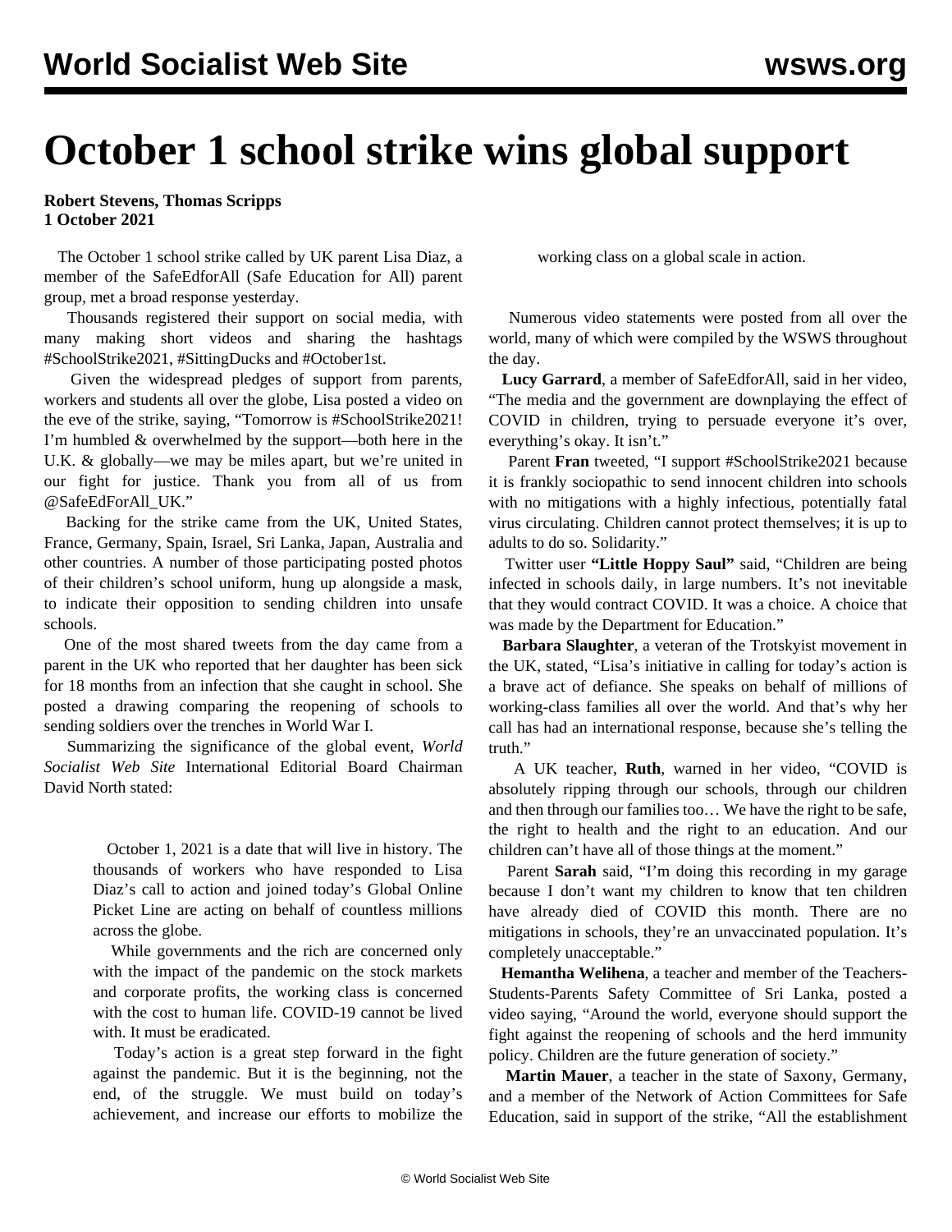# October 1 school strike wins global support

**Robert Stevens, Thomas Scripps**
**1 October 2021**

The October 1 school strike called by UK parent Lisa Diaz, a member of the SafeEdforAll (Safe Education for All) parent group, met a broad response yesterday.

Thousands registered their support on social media, with many making short videos and sharing the hashtags #SchoolStrike2021, #SittingDucks and #October1st.

Given the widespread pledges of support from parents, workers and students all over the globe, Lisa posted a video on the eve of the strike, saying, "Tomorrow is #SchoolStrike2021! I'm humbled & overwhelmed by the support—both here in the U.K. & globally—we may be miles apart, but we're united in our fight for justice. Thank you from all of us from @SafeEdForAll_UK."

Backing for the strike came from the UK, United States, France, Germany, Spain, Israel, Sri Lanka, Japan, Australia and other countries. A number of those participating posted photos of their children's school uniform, hung up alongside a mask, to indicate their opposition to sending children into unsafe schools.

One of the most shared tweets from the day came from a parent in the UK who reported that her daughter has been sick for 18 months from an infection that she caught in school. She posted a drawing comparing the reopening of schools to sending soldiers over the trenches in World War I.

Summarizing the significance of the global event, *World Socialist Web Site* International Editorial Board Chairman David North stated:

> October 1, 2021 is a date that will live in history. The thousands of workers who have responded to Lisa Diaz's call to action and joined today's Global Online Picket Line are acting on behalf of countless millions across the globe.
>
> While governments and the rich are concerned only with the impact of the pandemic on the stock markets and corporate profits, the working class is concerned with the cost to human life. COVID-19 cannot be lived with. It must be eradicated.
>
> Today's action is a great step forward in the fight against the pandemic. But it is the beginning, not the end, of the struggle. We must build on today's achievement, and increase our efforts to mobilize the working class on a global scale in action.

Numerous video statements were posted from all over the world, many of which were compiled by the WSWS throughout the day.

**Lucy Garrard**, a member of SafeEdforAll, said in her video, "The media and the government are downplaying the effect of COVID in children, trying to persuade everyone it's over, everything's okay. It isn't."

Parent **Fran** tweeted, "I support #SchoolStrike2021 because it is frankly sociopathic to send innocent children into schools with no mitigations with a highly infectious, potentially fatal virus circulating. Children cannot protect themselves; it is up to adults to do so. Solidarity."

Twitter user **"Little Hoppy Saul"** said, "Children are being infected in schools daily, in large numbers. It's not inevitable that they would contract COVID. It was a choice. A choice that was made by the Department for Education."

**Barbara Slaughter**, a veteran of the Trotskyist movement in the UK, stated, "Lisa's initiative in calling for today's action is a brave act of defiance. She speaks on behalf of millions of working-class families all over the world. And that's why her call has had an international response, because she's telling the truth."

A UK teacher, **Ruth**, warned in her video, "COVID is absolutely ripping through our schools, through our children and then through our families too… We have the right to be safe, the right to health and the right to an education. And our children can't have all of those things at the moment."

Parent **Sarah** said, "I'm doing this recording in my garage because I don't want my children to know that ten children have already died of COVID this month. There are no mitigations in schools, they're an unvaccinated population. It's completely unacceptable."

**Hemantha Welihena**, a teacher and member of the Teachers-Students-Parents Safety Committee of Sri Lanka, posted a video saying, "Around the world, everyone should support the fight against the reopening of schools and the herd immunity policy. Children are the future generation of society."

**Martin Mauer**, a teacher in the state of Saxony, Germany, and a member of the Network of Action Committees for Safe Education, said in support of the strike, "All the establishment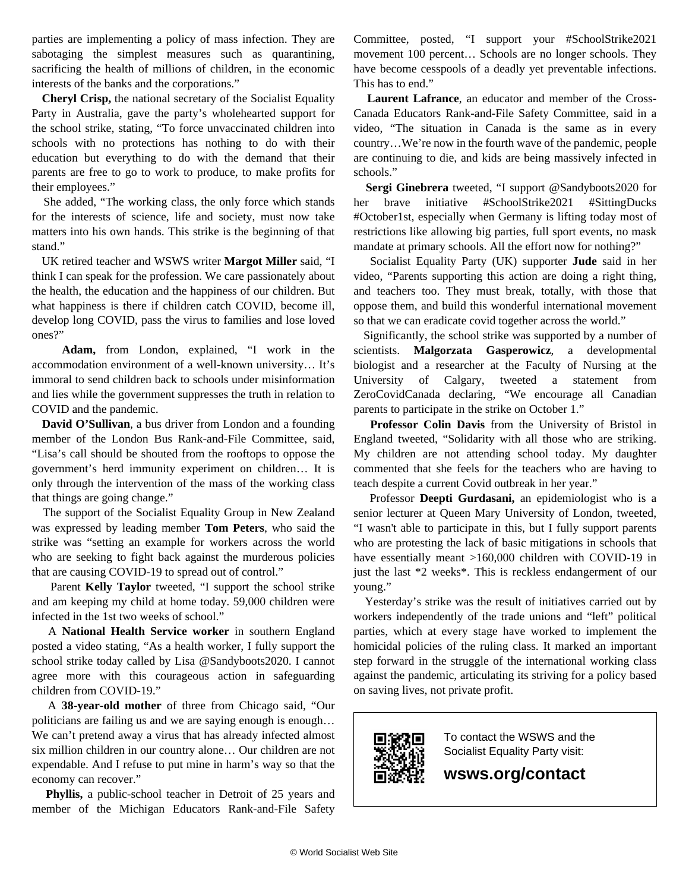parties are implementing a policy of mass infection. They are sabotaging the simplest measures such as quarantining, sacrificing the health of millions of children, in the economic interests of the banks and the corporations."

**Cheryl Crisp,** the national secretary of the Socialist Equality Party in Australia, gave the party's wholehearted support for the school strike, stating, "To force unvaccinated children into schools with no protections has nothing to do with their education but everything to do with the demand that their parents are free to go to work to produce, to make profits for their employees."

She added, "The working class, the only force which stands for the interests of science, life and society, must now take matters into his own hands. This strike is the beginning of that stand."

UK retired teacher and WSWS writer **Margot Miller** said, "I think I can speak for the profession. We care passionately about the health, the education and the happiness of our children. But what happiness is there if children catch COVID, become ill, develop long COVID, pass the virus to families and lose loved ones?"

**Adam,** from London, explained, "I work in the accommodation environment of a well-known university… It's immoral to send children back to schools under misinformation and lies while the government suppresses the truth in relation to COVID and the pandemic.

**David O'Sullivan**, a bus driver from London and a founding member of the London Bus Rank-and-File Committee, said, "Lisa's call should be shouted from the rooftops to oppose the government's herd immunity experiment on children… It is only through the intervention of the mass of the working class that things are going change."

The support of the Socialist Equality Group in New Zealand was expressed by leading member **Tom Peters**, who said the strike was "setting an example for workers across the world who are seeking to fight back against the murderous policies that are causing COVID-19 to spread out of control."

Parent **Kelly Taylor** tweeted, "I support the school strike and am keeping my child at home today. 59,000 children were infected in the 1st two weeks of school."

A **National Health Service worker** in southern England posted a video stating, "As a health worker, I fully support the school strike today called by Lisa @Sandyboots2020. I cannot agree more with this courageous action in safeguarding children from COVID-19."

A **38-year-old mother** of three from Chicago said, "Our politicians are failing us and we are saying enough is enough… We can't pretend away a virus that has already infected almost six million children in our country alone… Our children are not expendable. And I refuse to put mine in harm's way so that the economy can recover."

**Phyllis,** a public-school teacher in Detroit of 25 years and member of the Michigan Educators Rank-and-File Safety Committee, posted, "I support your #SchoolStrike2021 movement 100 percent… Schools are no longer schools. They have become cesspools of a deadly yet preventable infections. This has to end."

**Laurent Lafrance**, an educator and member of the Cross-Canada Educators Rank-and-File Safety Committee, said in a video, "The situation in Canada is the same as in every country…We're now in the fourth wave of the pandemic, people are continuing to die, and kids are being massively infected in schools."

**Sergi Ginebrera** tweeted, "I support @Sandyboots2020 for her brave initiative #SchoolStrike2021 #SittingDucks #October1st, especially when Germany is lifting today most of restrictions like allowing big parties, full sport events, no mask mandate at primary schools. All the effort now for nothing?"

Socialist Equality Party (UK) supporter **Jude** said in her video, "Parents supporting this action are doing a right thing, and teachers too. They must break, totally, with those that oppose them, and build this wonderful international movement so that we can eradicate covid together across the world."

Significantly, the school strike was supported by a number of scientists. **Malgorzata Gasperowicz**, a developmental biologist and a researcher at the Faculty of Nursing at the University of Calgary, tweeted a statement from ZeroCovidCanada declaring, "We encourage all Canadian parents to participate in the strike on October 1."

**Professor Colin Davis** from the University of Bristol in England tweeted, "Solidarity with all those who are striking. My children are not attending school today. My daughter commented that she feels for the teachers who are having to teach despite a current Covid outbreak in her year."

Professor **Deepti Gurdasani,** an epidemiologist who is a senior lecturer at Queen Mary University of London, tweeted, "I wasn't able to participate in this, but I fully support parents who are protesting the lack of basic mitigations in schools that have essentially meant >160,000 children with COVID-19 in just the last *2 weeks*. This is reckless endangerment of our young."

Yesterday's strike was the result of initiatives carried out by workers independently of the trade unions and "left" political parties, which at every stage have worked to implement the homicidal policies of the ruling class. It marked an important step forward in the struggle of the international working class against the pandemic, articulating its striving for a policy based on saving lives, not private profit.

To contact the WSWS and the Socialist Equality Party visit:

**wsws.org/contact**